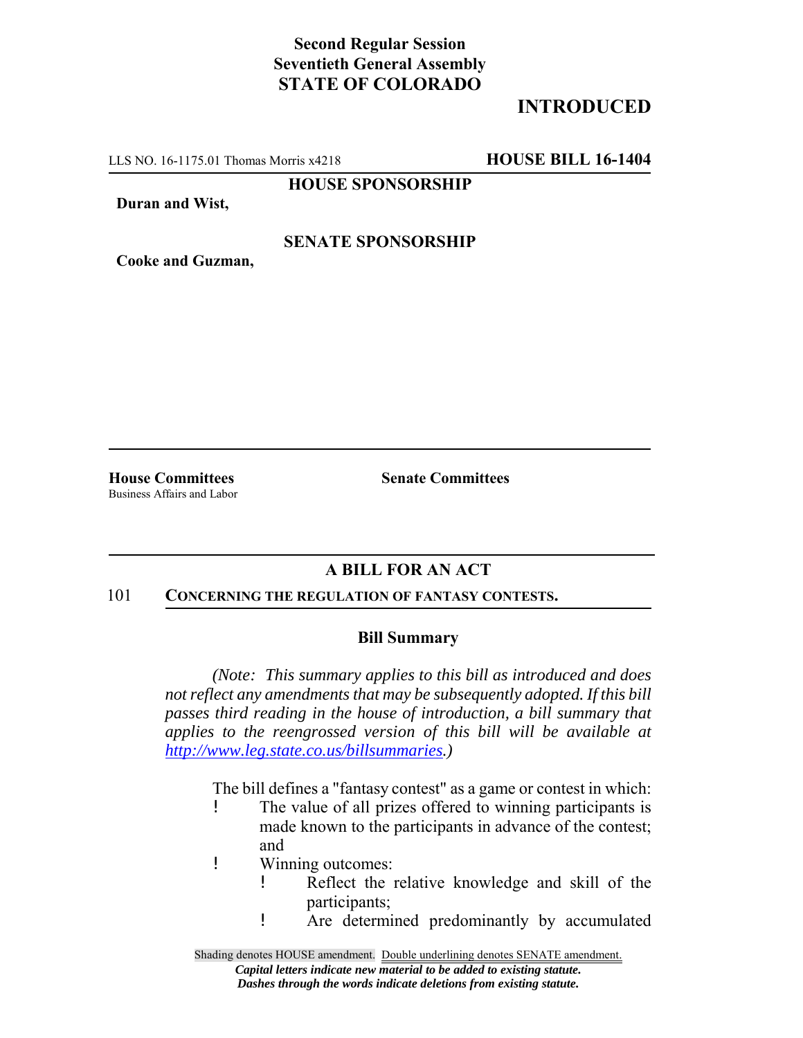**Second Regular Session**
**Seventieth General Assembly**
**STATE OF COLORADO**

**INTRODUCED**

LLS NO. 16-1175.01 Thomas Morris x4218 **HOUSE BILL 16-1404**

**HOUSE SPONSORSHIP**

**Duran and Wist,**

**SENATE SPONSORSHIP**

**Cooke and Guzman,**

**House Committees**
Business Affairs and Labor

**Senate Committees**

## A BILL FOR AN ACT

101 **CONCERNING THE REGULATION OF FANTASY CONTESTS.**

### Bill Summary

*(Note: This summary applies to this bill as introduced and does not reflect any amendments that may be subsequently adopted. If this bill passes third reading in the house of introduction, a bill summary that applies to the reengrossed version of this bill will be available at [http://www.leg.state.co.us/billsummaries](http://www.leg.state.co.us/billsummaries).)*

The bill defines a "fantasy contest" as a game or contest in which:

- The value of all prizes offered to winning participants is made known to the participants in advance of the contest; and
- Winning outcomes:
  - Reflect the relative knowledge and skill of the participants;
  - Are determined predominantly by accumulated

Shading denotes HOUSE amendment. Double underlining denotes SENATE amendment.
*Capital letters indicate new material to be added to existing statute.*
*Dashes through the words indicate deletions from existing statute.*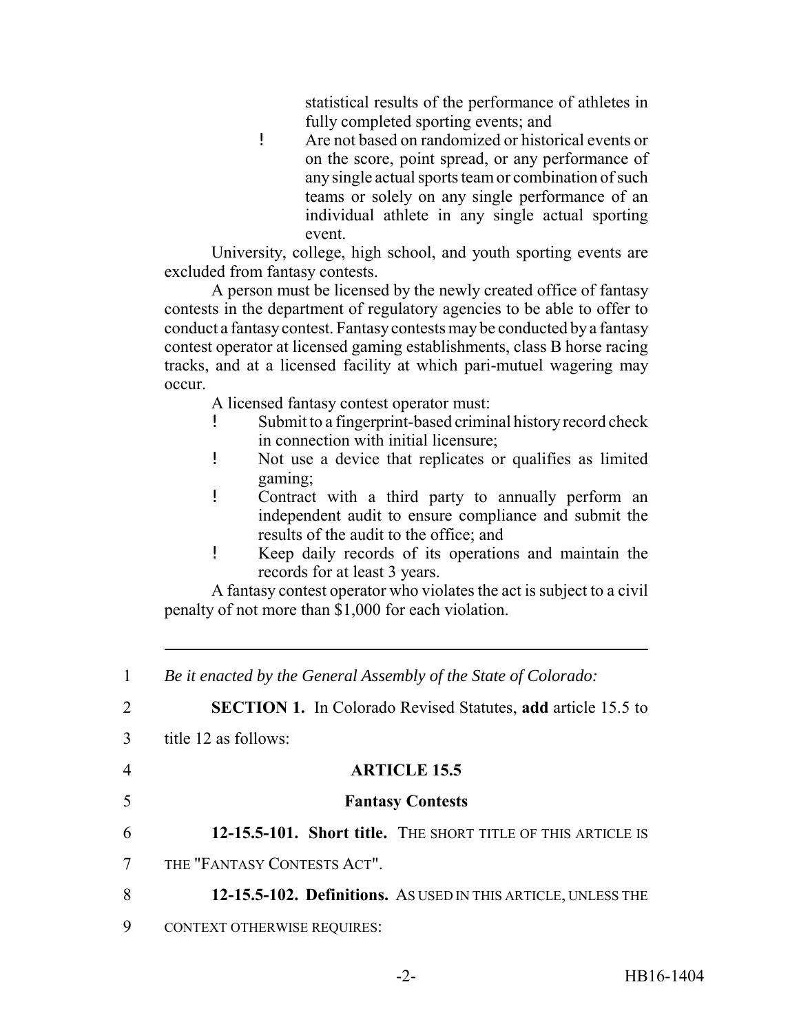statistical results of the performance of athletes in fully completed sporting events; and

- Are not based on randomized or historical events or on the score, point spread, or any performance of any single actual sports team or combination of such teams or solely on any single performance of an individual athlete in any single actual sporting event.

University, college, high school, and youth sporting events are excluded from fantasy contests.

A person must be licensed by the newly created office of fantasy contests in the department of regulatory agencies to be able to offer to conduct a fantasy contest. Fantasy contests may be conducted by a fantasy contest operator at licensed gaming establishments, class B horse racing tracks, and at a licensed facility at which pari-mutuel wagering may occur.

A licensed fantasy contest operator must:

- Submit to a fingerprint-based criminal history record check in connection with initial licensure;
- Not use a device that replicates or qualifies as limited gaming;
- Contract with a third party to annually perform an independent audit to ensure compliance and submit the results of the audit to the office; and
- Keep daily records of its operations and maintain the records for at least 3 years.

A fantasy contest operator who violates the act is subject to a civil penalty of not more than $1,000 for each violation.

---

1 *Be it enacted by the General Assembly of the State of Colorado:*

2 **SECTION 1.** In Colorado Revised Statutes, **add** article 15.5 to

3 title 12 as follows:

4 **ARTICLE 15.5**

5 **Fantasy Contests**

6 **12-15.5-101. Short title.** THE SHORT TITLE OF THIS ARTICLE IS

7 THE "FANTASY CONTESTS ACT".

8 **12-15.5-102. Definitions.** AS USED IN THIS ARTICLE, UNLESS THE

9 CONTEXT OTHERWISE REQUIRES: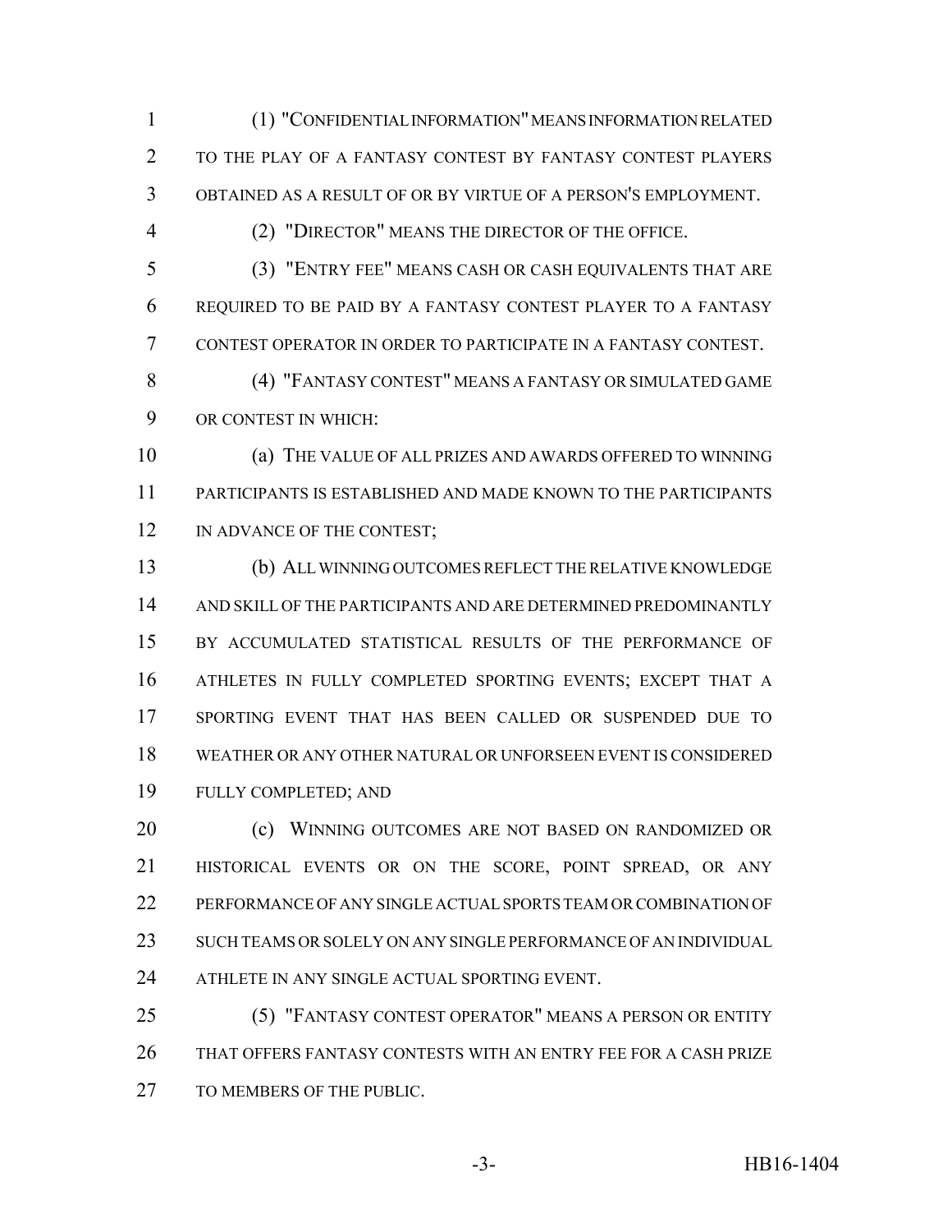(1) "CONFIDENTIAL INFORMATION" MEANS INFORMATION RELATED TO THE PLAY OF A FANTASY CONTEST BY FANTASY CONTEST PLAYERS OBTAINED AS A RESULT OF OR BY VIRTUE OF A PERSON'S EMPLOYMENT.

(2) "DIRECTOR" MEANS THE DIRECTOR OF THE OFFICE.

(3) "ENTRY FEE" MEANS CASH OR CASH EQUIVALENTS THAT ARE REQUIRED TO BE PAID BY A FANTASY CONTEST PLAYER TO A FANTASY CONTEST OPERATOR IN ORDER TO PARTICIPATE IN A FANTASY CONTEST.

(4) "FANTASY CONTEST" MEANS A FANTASY OR SIMULATED GAME OR CONTEST IN WHICH:

(a) THE VALUE OF ALL PRIZES AND AWARDS OFFERED TO WINNING PARTICIPANTS IS ESTABLISHED AND MADE KNOWN TO THE PARTICIPANTS IN ADVANCE OF THE CONTEST;

(b) ALL WINNING OUTCOMES REFLECT THE RELATIVE KNOWLEDGE AND SKILL OF THE PARTICIPANTS AND ARE DETERMINED PREDOMINANTLY BY ACCUMULATED STATISTICAL RESULTS OF THE PERFORMANCE OF ATHLETES IN FULLY COMPLETED SPORTING EVENTS; EXCEPT THAT A SPORTING EVENT THAT HAS BEEN CALLED OR SUSPENDED DUE TO WEATHER OR ANY OTHER NATURAL OR UNFORSEEN EVENT IS CONSIDERED FULLY COMPLETED; AND

(c) WINNING OUTCOMES ARE NOT BASED ON RANDOMIZED OR HISTORICAL EVENTS OR ON THE SCORE, POINT SPREAD, OR ANY PERFORMANCE OF ANY SINGLE ACTUAL SPORTS TEAM OR COMBINATION OF SUCH TEAMS OR SOLELY ON ANY SINGLE PERFORMANCE OF AN INDIVIDUAL ATHLETE IN ANY SINGLE ACTUAL SPORTING EVENT.

(5) "FANTASY CONTEST OPERATOR" MEANS A PERSON OR ENTITY THAT OFFERS FANTASY CONTESTS WITH AN ENTRY FEE FOR A CASH PRIZE TO MEMBERS OF THE PUBLIC.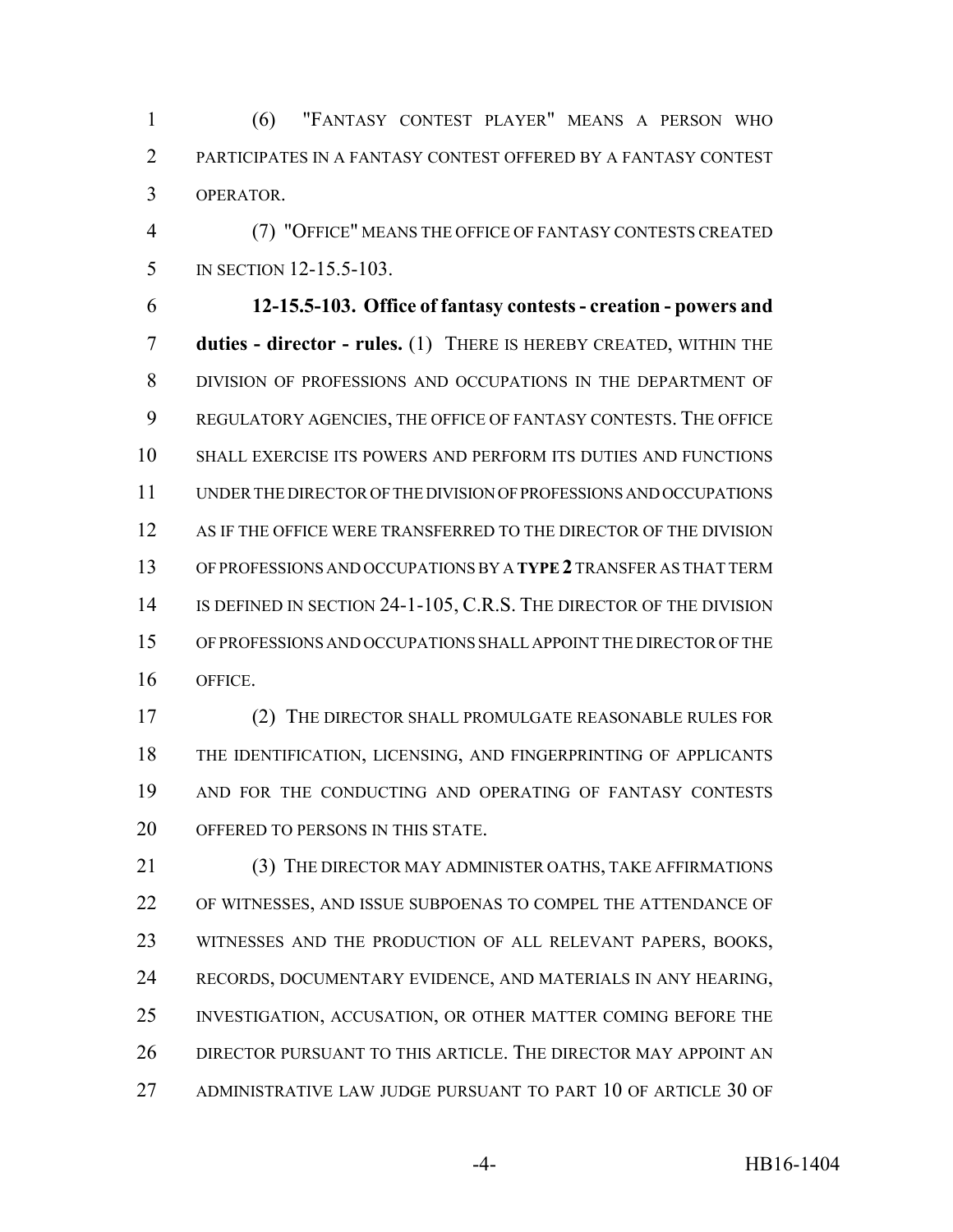(6) "FANTASY CONTEST PLAYER" MEANS A PERSON WHO PARTICIPATES IN A FANTASY CONTEST OFFERED BY A FANTASY CONTEST OPERATOR.

(7) "OFFICE" MEANS THE OFFICE OF FANTASY CONTESTS CREATED IN SECTION 12-15.5-103.

**12-15.5-103. Office of fantasy contests - creation - powers and duties - director - rules.** (1) THERE IS HEREBY CREATED, WITHIN THE DIVISION OF PROFESSIONS AND OCCUPATIONS IN THE DEPARTMENT OF REGULATORY AGENCIES, THE OFFICE OF FANTASY CONTESTS. THE OFFICE SHALL EXERCISE ITS POWERS AND PERFORM ITS DUTIES AND FUNCTIONS UNDER THE DIRECTOR OF THE DIVISION OF PROFESSIONS AND OCCUPATIONS AS IF THE OFFICE WERE TRANSFERRED TO THE DIRECTOR OF THE DIVISION OF PROFESSIONS AND OCCUPATIONS BY A **TYPE 2** TRANSFER AS THAT TERM IS DEFINED IN SECTION 24-1-105, C.R.S. THE DIRECTOR OF THE DIVISION OF PROFESSIONS AND OCCUPATIONS SHALL APPOINT THE DIRECTOR OF THE OFFICE.

(2) THE DIRECTOR SHALL PROMULGATE REASONABLE RULES FOR THE IDENTIFICATION, LICENSING, AND FINGERPRINTING OF APPLICANTS AND FOR THE CONDUCTING AND OPERATING OF FANTASY CONTESTS OFFERED TO PERSONS IN THIS STATE.

(3) THE DIRECTOR MAY ADMINISTER OATHS, TAKE AFFIRMATIONS OF WITNESSES, AND ISSUE SUBPOENAS TO COMPEL THE ATTENDANCE OF WITNESSES AND THE PRODUCTION OF ALL RELEVANT PAPERS, BOOKS, RECORDS, DOCUMENTARY EVIDENCE, AND MATERIALS IN ANY HEARING, INVESTIGATION, ACCUSATION, OR OTHER MATTER COMING BEFORE THE DIRECTOR PURSUANT TO THIS ARTICLE. THE DIRECTOR MAY APPOINT AN ADMINISTRATIVE LAW JUDGE PURSUANT TO PART 10 OF ARTICLE 30 OF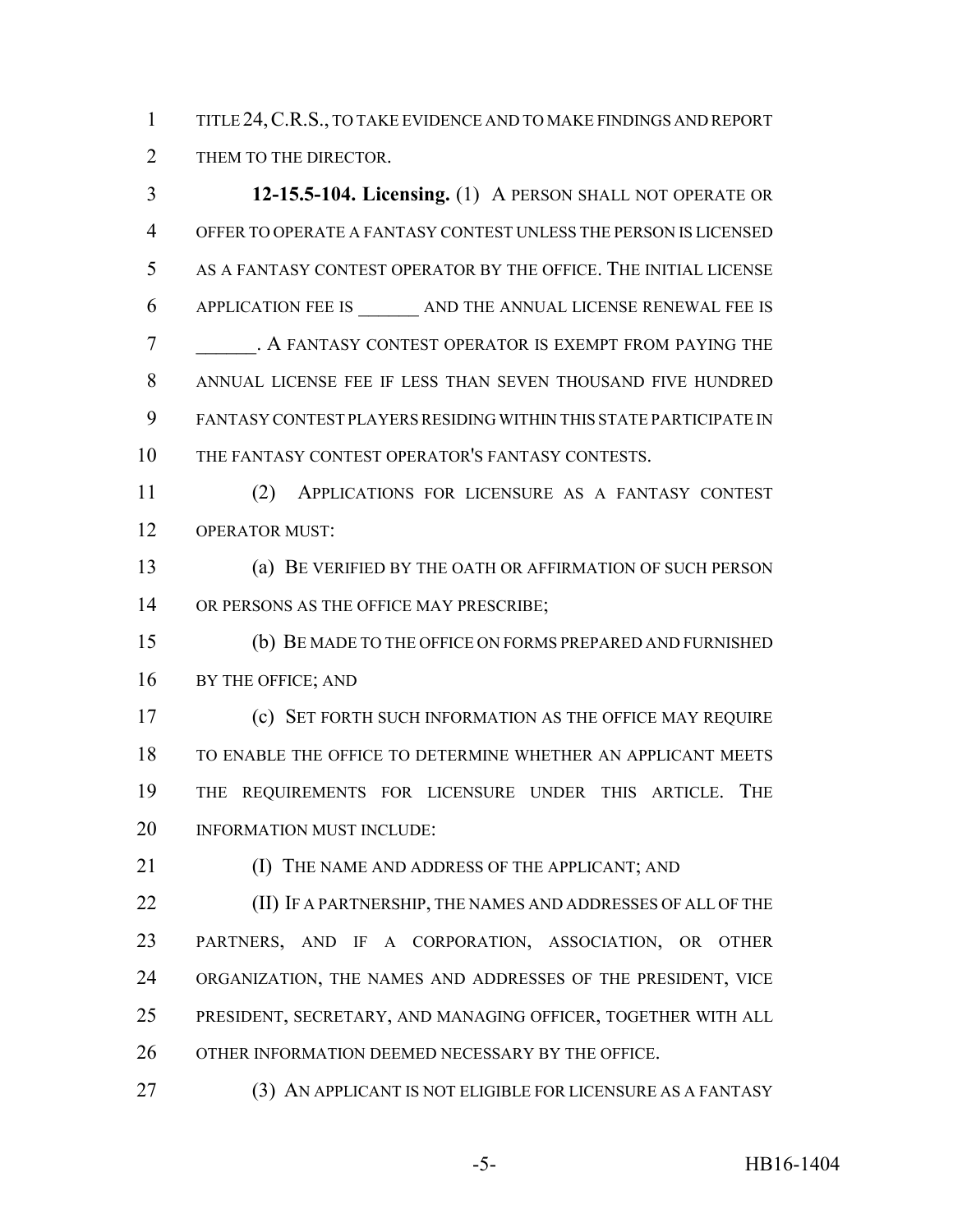TITLE 24, C.R.S., TO TAKE EVIDENCE AND TO MAKE FINDINGS AND REPORT THEM TO THE DIRECTOR.

**12-15.5-104. Licensing.** (1) A PERSON SHALL NOT OPERATE OR OFFER TO OPERATE A FANTASY CONTEST UNLESS THE PERSON IS LICENSED AS A FANTASY CONTEST OPERATOR BY THE OFFICE. THE INITIAL LICENSE APPLICATION FEE IS _______ AND THE ANNUAL LICENSE RENEWAL FEE IS _______. A FANTASY CONTEST OPERATOR IS EXEMPT FROM PAYING THE ANNUAL LICENSE FEE IF LESS THAN SEVEN THOUSAND FIVE HUNDRED FANTASY CONTEST PLAYERS RESIDING WITHIN THIS STATE PARTICIPATE IN THE FANTASY CONTEST OPERATOR'S FANTASY CONTESTS.

(2) APPLICATIONS FOR LICENSURE AS A FANTASY CONTEST OPERATOR MUST:

(a) BE VERIFIED BY THE OATH OR AFFIRMATION OF SUCH PERSON OR PERSONS AS THE OFFICE MAY PRESCRIBE;

(b) BE MADE TO THE OFFICE ON FORMS PREPARED AND FURNISHED BY THE OFFICE; AND

(c) SET FORTH SUCH INFORMATION AS THE OFFICE MAY REQUIRE TO ENABLE THE OFFICE TO DETERMINE WHETHER AN APPLICANT MEETS THE REQUIREMENTS FOR LICENSURE UNDER THIS ARTICLE. THE INFORMATION MUST INCLUDE:

(I) THE NAME AND ADDRESS OF THE APPLICANT; AND

(II) IF A PARTNERSHIP, THE NAMES AND ADDRESSES OF ALL OF THE PARTNERS, AND IF A CORPORATION, ASSOCIATION, OR OTHER ORGANIZATION, THE NAMES AND ADDRESSES OF THE PRESIDENT, VICE PRESIDENT, SECRETARY, AND MANAGING OFFICER, TOGETHER WITH ALL OTHER INFORMATION DEEMED NECESSARY BY THE OFFICE.

(3) AN APPLICANT IS NOT ELIGIBLE FOR LICENSURE AS A FANTASY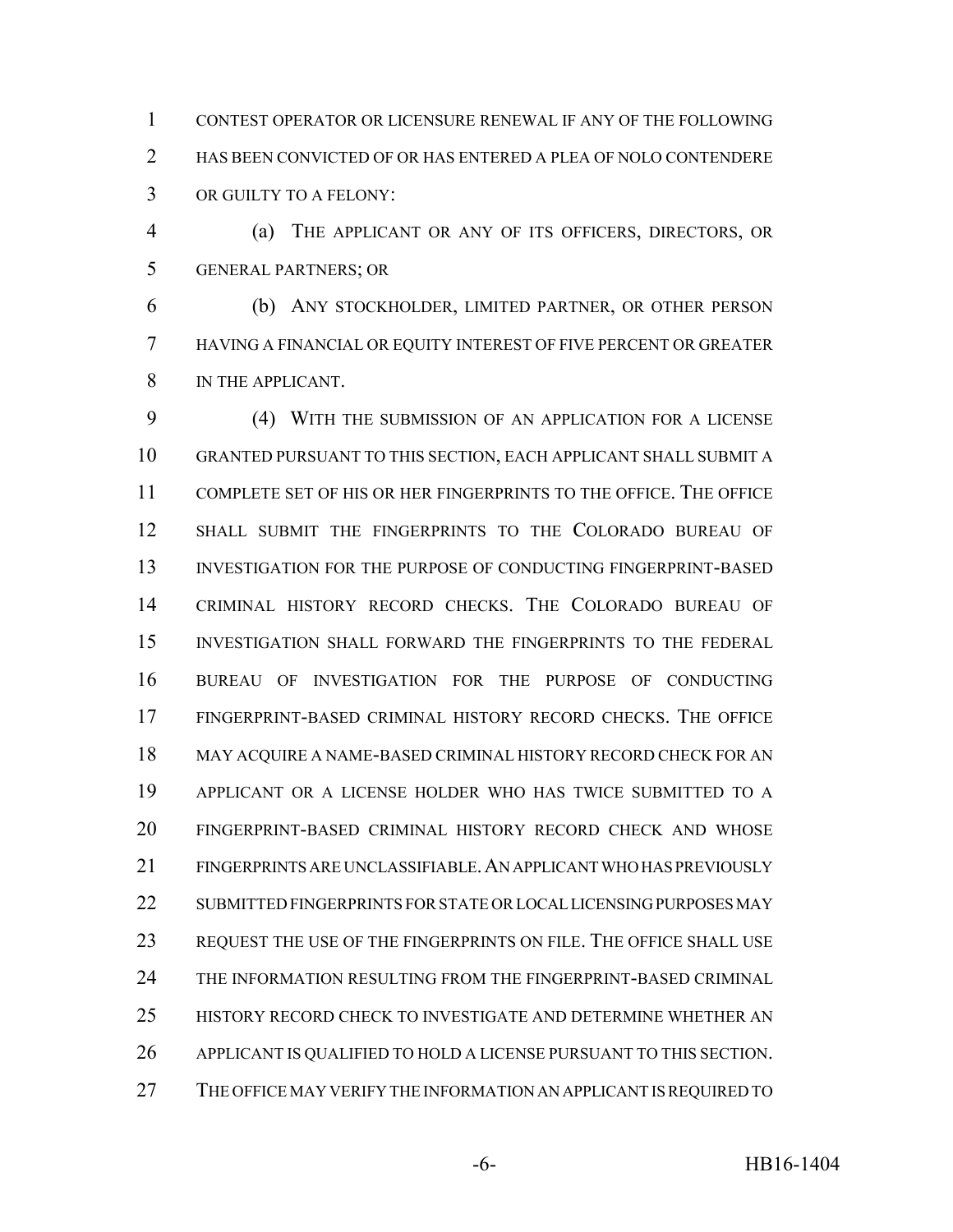CONTEST OPERATOR OR LICENSURE RENEWAL IF ANY OF THE FOLLOWING HAS BEEN CONVICTED OF OR HAS ENTERED A PLEA OF NOLO CONTENDERE OR GUILTY TO A FELONY:

(a) THE APPLICANT OR ANY OF ITS OFFICERS, DIRECTORS, OR GENERAL PARTNERS; OR

(b) ANY STOCKHOLDER, LIMITED PARTNER, OR OTHER PERSON HAVING A FINANCIAL OR EQUITY INTEREST OF FIVE PERCENT OR GREATER IN THE APPLICANT.

(4) WITH THE SUBMISSION OF AN APPLICATION FOR A LICENSE GRANTED PURSUANT TO THIS SECTION, EACH APPLICANT SHALL SUBMIT A COMPLETE SET OF HIS OR HER FINGERPRINTS TO THE OFFICE. THE OFFICE SHALL SUBMIT THE FINGERPRINTS TO THE COLORADO BUREAU OF INVESTIGATION FOR THE PURPOSE OF CONDUCTING FINGERPRINT-BASED CRIMINAL HISTORY RECORD CHECKS. THE COLORADO BUREAU OF INVESTIGATION SHALL FORWARD THE FINGERPRINTS TO THE FEDERAL BUREAU OF INVESTIGATION FOR THE PURPOSE OF CONDUCTING FINGERPRINT-BASED CRIMINAL HISTORY RECORD CHECKS. THE OFFICE MAY ACQUIRE A NAME-BASED CRIMINAL HISTORY RECORD CHECK FOR AN APPLICANT OR A LICENSE HOLDER WHO HAS TWICE SUBMITTED TO A FINGERPRINT-BASED CRIMINAL HISTORY RECORD CHECK AND WHOSE FINGERPRINTS ARE UNCLASSIFIABLE. AN APPLICANT WHO HAS PREVIOUSLY SUBMITTED FINGERPRINTS FOR STATE OR LOCAL LICENSING PURPOSES MAY REQUEST THE USE OF THE FINGERPRINTS ON FILE. THE OFFICE SHALL USE THE INFORMATION RESULTING FROM THE FINGERPRINT-BASED CRIMINAL HISTORY RECORD CHECK TO INVESTIGATE AND DETERMINE WHETHER AN APPLICANT IS QUALIFIED TO HOLD A LICENSE PURSUANT TO THIS SECTION. THE OFFICE MAY VERIFY THE INFORMATION AN APPLICANT IS REQUIRED TO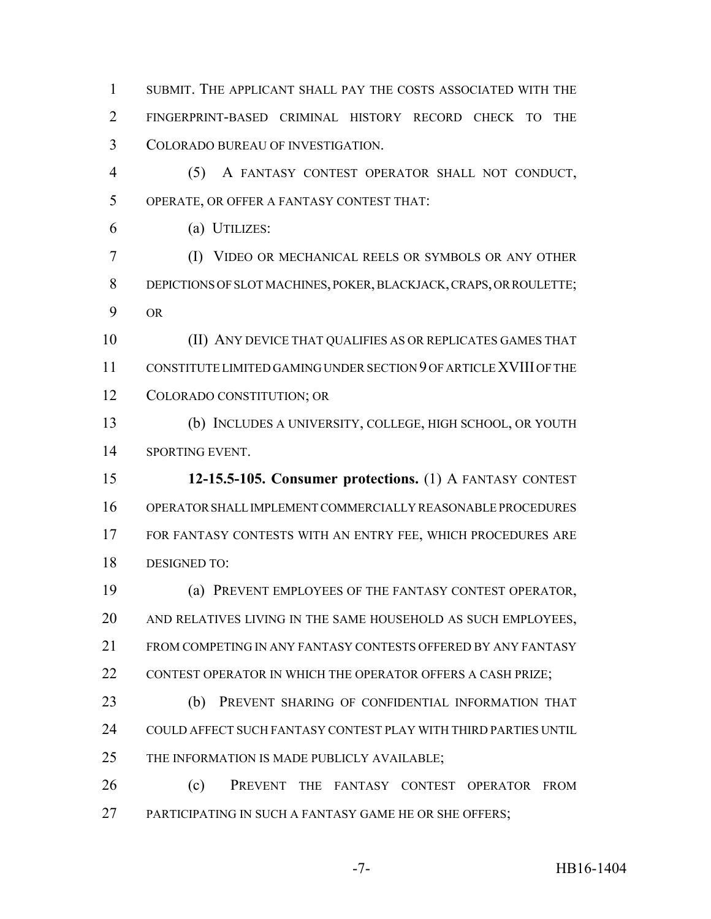SUBMIT. THE APPLICANT SHALL PAY THE COSTS ASSOCIATED WITH THE FINGERPRINT-BASED CRIMINAL HISTORY RECORD CHECK TO THE COLORADO BUREAU OF INVESTIGATION.

(5) A FANTASY CONTEST OPERATOR SHALL NOT CONDUCT, OPERATE, OR OFFER A FANTASY CONTEST THAT:

(a) UTILIZES:

(I) VIDEO OR MECHANICAL REELS OR SYMBOLS OR ANY OTHER DEPICTIONS OF SLOT MACHINES, POKER, BLACKJACK, CRAPS, OR ROULETTE; OR

(II) ANY DEVICE THAT QUALIFIES AS OR REPLICATES GAMES THAT CONSTITUTE LIMITED GAMING UNDER SECTION 9 OF ARTICLE XVIII OF THE COLORADO CONSTITUTION; OR

(b) INCLUDES A UNIVERSITY, COLLEGE, HIGH SCHOOL, OR YOUTH SPORTING EVENT.

**12-15.5-105. Consumer protections.** (1) A FANTASY CONTEST OPERATOR SHALL IMPLEMENT COMMERCIALLY REASONABLE PROCEDURES FOR FANTASY CONTESTS WITH AN ENTRY FEE, WHICH PROCEDURES ARE DESIGNED TO:

(a) PREVENT EMPLOYEES OF THE FANTASY CONTEST OPERATOR, AND RELATIVES LIVING IN THE SAME HOUSEHOLD AS SUCH EMPLOYEES, FROM COMPETING IN ANY FANTASY CONTESTS OFFERED BY ANY FANTASY CONTEST OPERATOR IN WHICH THE OPERATOR OFFERS A CASH PRIZE;

(b) PREVENT SHARING OF CONFIDENTIAL INFORMATION THAT COULD AFFECT SUCH FANTASY CONTEST PLAY WITH THIRD PARTIES UNTIL THE INFORMATION IS MADE PUBLICLY AVAILABLE;

(c) PREVENT THE FANTASY CONTEST OPERATOR FROM PARTICIPATING IN SUCH A FANTASY GAME HE OR SHE OFFERS;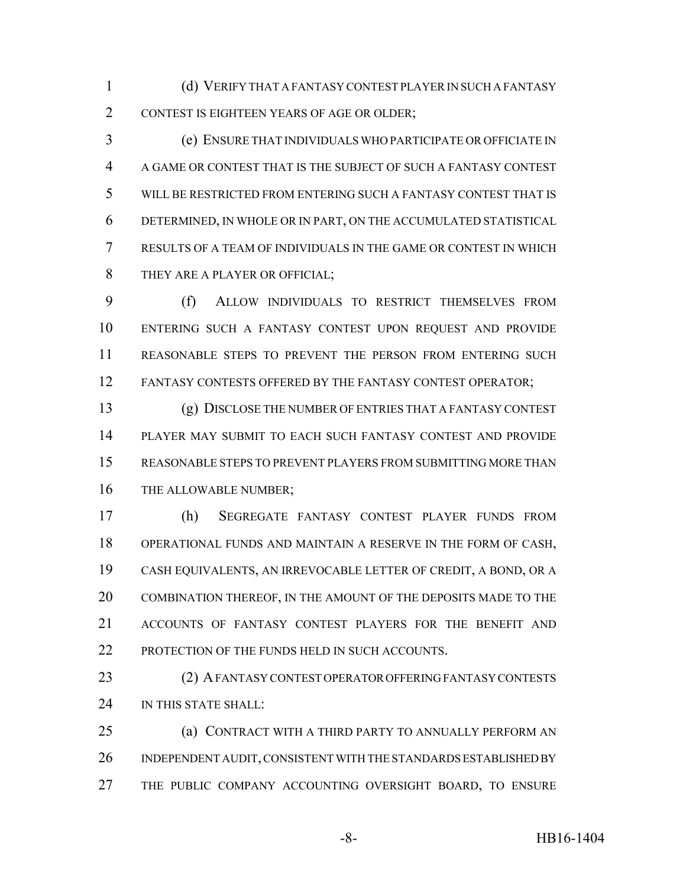(d) VERIFY THAT A FANTASY CONTEST PLAYER IN SUCH A FANTASY CONTEST IS EIGHTEEN YEARS OF AGE OR OLDER;

(e) ENSURE THAT INDIVIDUALS WHO PARTICIPATE OR OFFICIATE IN A GAME OR CONTEST THAT IS THE SUBJECT OF SUCH A FANTASY CONTEST WILL BE RESTRICTED FROM ENTERING SUCH A FANTASY CONTEST THAT IS DETERMINED, IN WHOLE OR IN PART, ON THE ACCUMULATED STATISTICAL RESULTS OF A TEAM OF INDIVIDUALS IN THE GAME OR CONTEST IN WHICH THEY ARE A PLAYER OR OFFICIAL;

(f) ALLOW INDIVIDUALS TO RESTRICT THEMSELVES FROM ENTERING SUCH A FANTASY CONTEST UPON REQUEST AND PROVIDE REASONABLE STEPS TO PREVENT THE PERSON FROM ENTERING SUCH FANTASY CONTESTS OFFERED BY THE FANTASY CONTEST OPERATOR;

(g) DISCLOSE THE NUMBER OF ENTRIES THAT A FANTASY CONTEST PLAYER MAY SUBMIT TO EACH SUCH FANTASY CONTEST AND PROVIDE REASONABLE STEPS TO PREVENT PLAYERS FROM SUBMITTING MORE THAN THE ALLOWABLE NUMBER;

(h) SEGREGATE FANTASY CONTEST PLAYER FUNDS FROM OPERATIONAL FUNDS AND MAINTAIN A RESERVE IN THE FORM OF CASH, CASH EQUIVALENTS, AN IRREVOCABLE LETTER OF CREDIT, A BOND, OR A COMBINATION THEREOF, IN THE AMOUNT OF THE DEPOSITS MADE TO THE ACCOUNTS OF FANTASY CONTEST PLAYERS FOR THE BENEFIT AND PROTECTION OF THE FUNDS HELD IN SUCH ACCOUNTS.

(2) A FANTASY CONTEST OPERATOR OFFERING FANTASY CONTESTS IN THIS STATE SHALL:

(a) CONTRACT WITH A THIRD PARTY TO ANNUALLY PERFORM AN INDEPENDENT AUDIT, CONSISTENT WITH THE STANDARDS ESTABLISHED BY THE PUBLIC COMPANY ACCOUNTING OVERSIGHT BOARD, TO ENSURE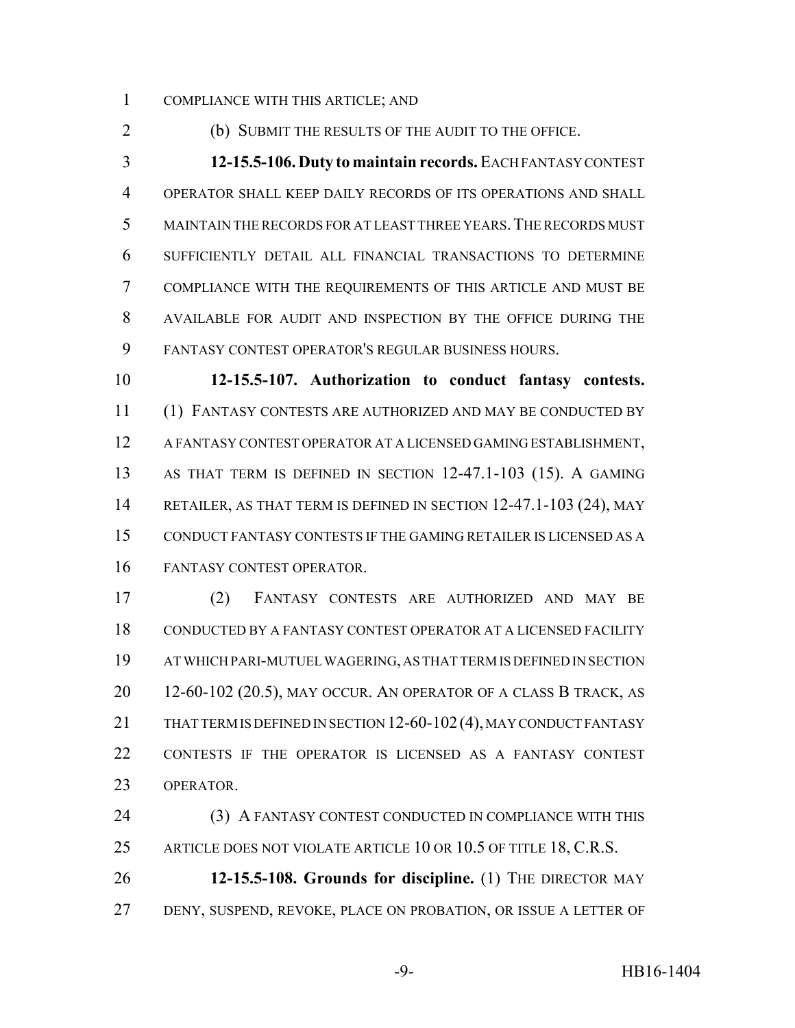COMPLIANCE WITH THIS ARTICLE; AND

(b) SUBMIT THE RESULTS OF THE AUDIT TO THE OFFICE.

**12-15.5-106. Duty to maintain records.** EACH FANTASY CONTEST OPERATOR SHALL KEEP DAILY RECORDS OF ITS OPERATIONS AND SHALL MAINTAIN THE RECORDS FOR AT LEAST THREE YEARS. THE RECORDS MUST SUFFICIENTLY DETAIL ALL FINANCIAL TRANSACTIONS TO DETERMINE COMPLIANCE WITH THE REQUIREMENTS OF THIS ARTICLE AND MUST BE AVAILABLE FOR AUDIT AND INSPECTION BY THE OFFICE DURING THE FANTASY CONTEST OPERATOR'S REGULAR BUSINESS HOURS.

**12-15.5-107. Authorization to conduct fantasy contests.** (1) FANTASY CONTESTS ARE AUTHORIZED AND MAY BE CONDUCTED BY A FANTASY CONTEST OPERATOR AT A LICENSED GAMING ESTABLISHMENT, AS THAT TERM IS DEFINED IN SECTION 12-47.1-103 (15). A GAMING RETAILER, AS THAT TERM IS DEFINED IN SECTION 12-47.1-103 (24), MAY CONDUCT FANTASY CONTESTS IF THE GAMING RETAILER IS LICENSED AS A FANTASY CONTEST OPERATOR.

(2) FANTASY CONTESTS ARE AUTHORIZED AND MAY BE CONDUCTED BY A FANTASY CONTEST OPERATOR AT A LICENSED FACILITY AT WHICH PARI-MUTUEL WAGERING, AS THAT TERM IS DEFINED IN SECTION 12-60-102 (20.5), MAY OCCUR. AN OPERATOR OF A CLASS B TRACK, AS THAT TERM IS DEFINED IN SECTION 12-60-102 (4), MAY CONDUCT FANTASY CONTESTS IF THE OPERATOR IS LICENSED AS A FANTASY CONTEST OPERATOR.

(3) A FANTASY CONTEST CONDUCTED IN COMPLIANCE WITH THIS ARTICLE DOES NOT VIOLATE ARTICLE 10 OR 10.5 OF TITLE 18, C.R.S.

**12-15.5-108. Grounds for discipline.** (1) THE DIRECTOR MAY DENY, SUSPEND, REVOKE, PLACE ON PROBATION, OR ISSUE A LETTER OF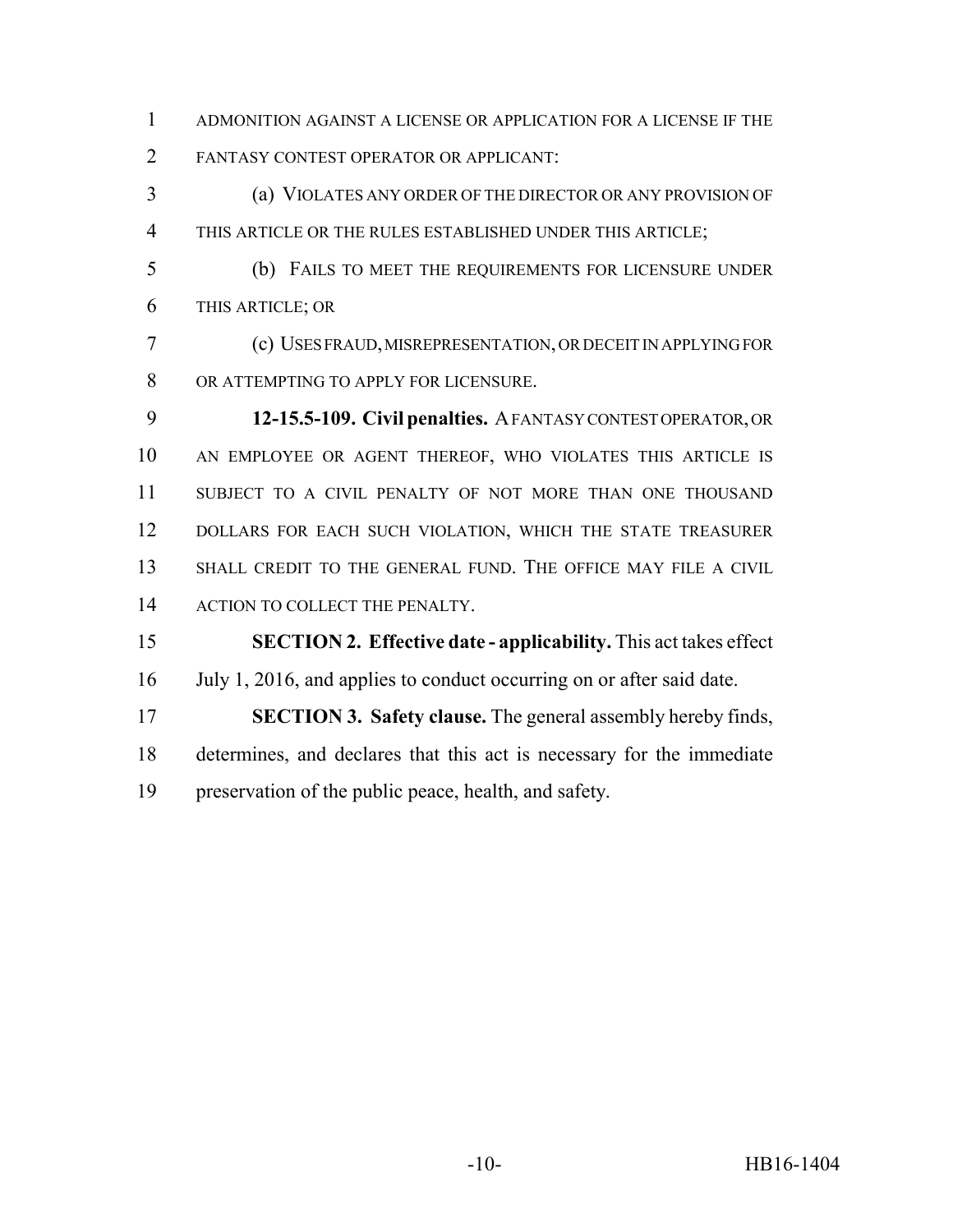ADMONITION AGAINST A LICENSE OR APPLICATION FOR A LICENSE IF THE FANTASY CONTEST OPERATOR OR APPLICANT:

(a) VIOLATES ANY ORDER OF THE DIRECTOR OR ANY PROVISION OF THIS ARTICLE OR THE RULES ESTABLISHED UNDER THIS ARTICLE;

(b) FAILS TO MEET THE REQUIREMENTS FOR LICENSURE UNDER THIS ARTICLE; OR

(c) USES FRAUD, MISREPRESENTATION, OR DECEIT IN APPLYING FOR OR ATTEMPTING TO APPLY FOR LICENSURE.

**12-15.5-109. Civil penalties.** A FANTASY CONTEST OPERATOR, OR AN EMPLOYEE OR AGENT THEREOF, WHO VIOLATES THIS ARTICLE IS SUBJECT TO A CIVIL PENALTY OF NOT MORE THAN ONE THOUSAND DOLLARS FOR EACH SUCH VIOLATION, WHICH THE STATE TREASURER SHALL CREDIT TO THE GENERAL FUND. THE OFFICE MAY FILE A CIVIL ACTION TO COLLECT THE PENALTY.

**SECTION 2. Effective date - applicability.** This act takes effect July 1, 2016, and applies to conduct occurring on or after said date.

**SECTION 3. Safety clause.** The general assembly hereby finds, determines, and declares that this act is necessary for the immediate preservation of the public peace, health, and safety.